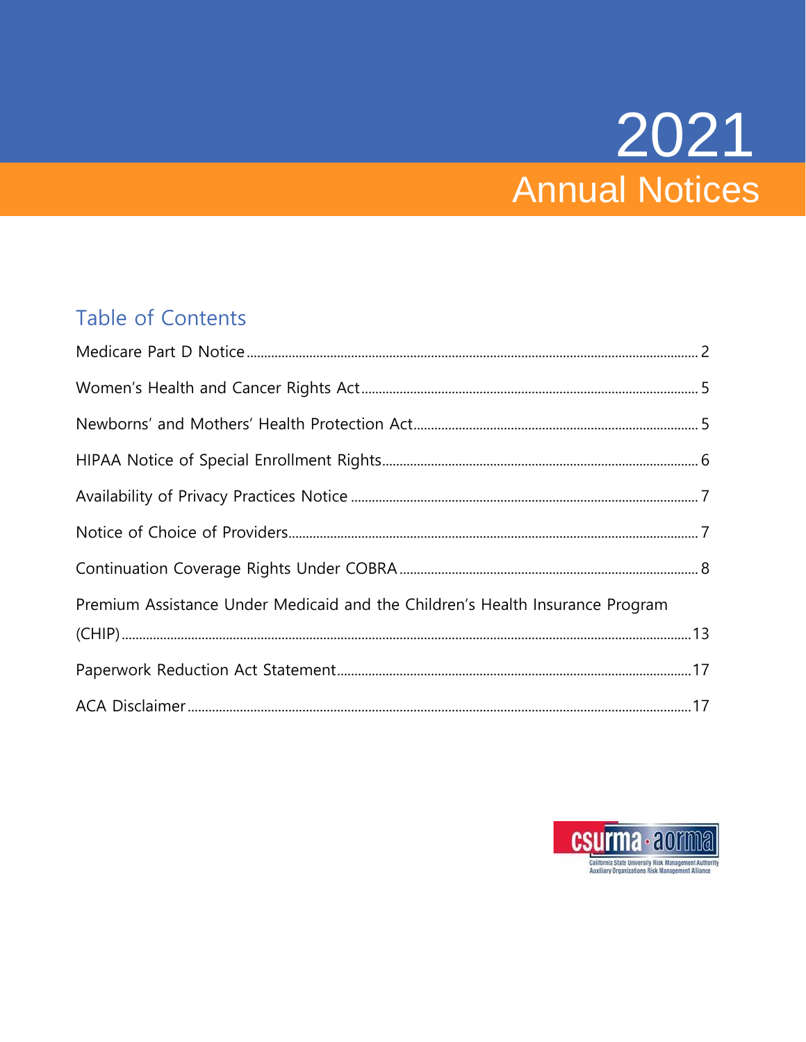# 2021 Annual Notices

## Table of Contents

- Medicare Part D Notice ........ 2
- Women's Health and Cancer Rights Act ........ 5
- Newborns' and Mothers' Health Protection Act ........ 5
- HIPAA Notice of Special Enrollment Rights ........ 6
- Availability of Privacy Practices Notice ........ 7
- Notice of Choice of Providers ........ 7
- Continuation Coverage Rights Under COBRA ........ 8
- Premium Assistance Under Medicaid and the Children's Health Insurance Program (CHIP) ........ 13
- Paperwork Reduction Act Statement ........ 17
- ACA Disclaimer ........ 17

csurma · aorma
California State University Risk Management Authority
Auxiliary Organizations Risk Management Alliance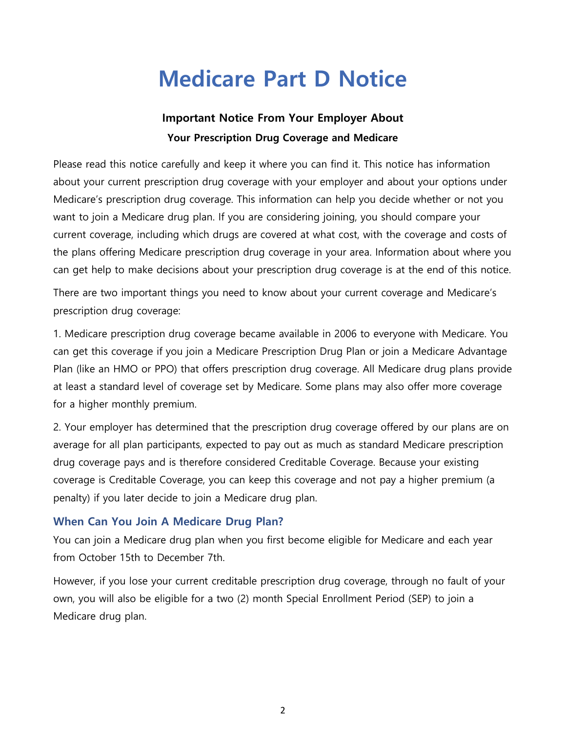# Medicare Part D Notice

**Important Notice From Your Employer About**

**Your Prescription Drug Coverage and Medicare**

Please read this notice carefully and keep it where you can find it. This notice has information about your current prescription drug coverage with your employer and about your options under Medicare's prescription drug coverage. This information can help you decide whether or not you want to join a Medicare drug plan. If you are considering joining, you should compare your current coverage, including which drugs are covered at what cost, with the coverage and costs of the plans offering Medicare prescription drug coverage in your area. Information about where you can get help to make decisions about your prescription drug coverage is at the end of this notice.

There are two important things you need to know about your current coverage and Medicare's prescription drug coverage:

1. Medicare prescription drug coverage became available in 2006 to everyone with Medicare. You can get this coverage if you join a Medicare Prescription Drug Plan or join a Medicare Advantage Plan (like an HMO or PPO) that offers prescription drug coverage. All Medicare drug plans provide at least a standard level of coverage set by Medicare. Some plans may also offer more coverage for a higher monthly premium.

2. Your employer has determined that the prescription drug coverage offered by our plans are on average for all plan participants, expected to pay out as much as standard Medicare prescription drug coverage pays and is therefore considered Creditable Coverage. Because your existing coverage is Creditable Coverage, you can keep this coverage and not pay a higher premium (a penalty) if you later decide to join a Medicare drug plan.

### When Can You Join A Medicare Drug Plan?

You can join a Medicare drug plan when you first become eligible for Medicare and each year from October 15th to December 7th.

However, if you lose your current creditable prescription drug coverage, through no fault of your own, you will also be eligible for a two (2) month Special Enrollment Period (SEP) to join a Medicare drug plan.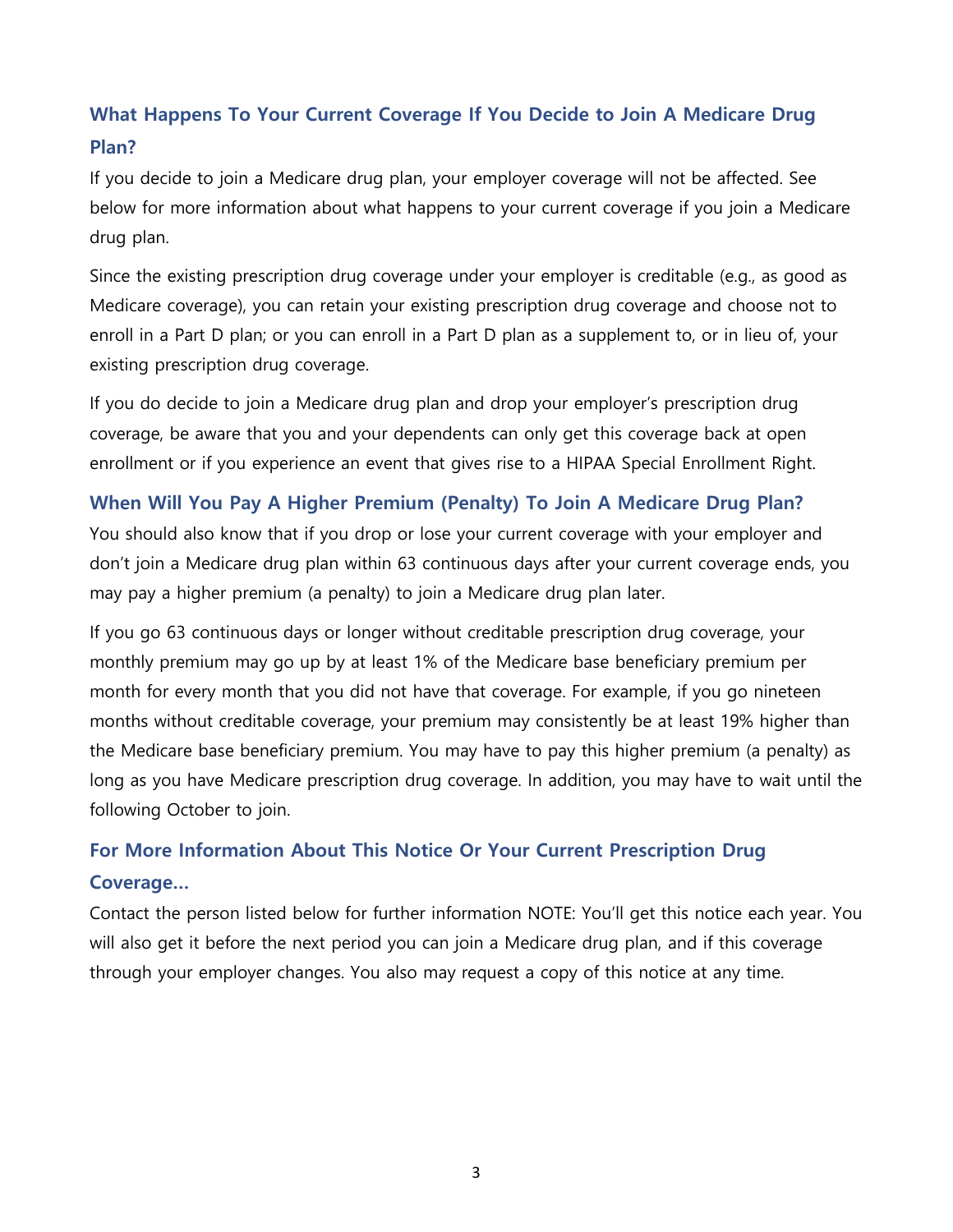## What Happens To Your Current Coverage If You Decide to Join A Medicare Drug Plan?

If you decide to join a Medicare drug plan, your employer coverage will not be affected. See below for more information about what happens to your current coverage if you join a Medicare drug plan.

Since the existing prescription drug coverage under your employer is creditable (e.g., as good as Medicare coverage), you can retain your existing prescription drug coverage and choose not to enroll in a Part D plan; or you can enroll in a Part D plan as a supplement to, or in lieu of, your existing prescription drug coverage.

If you do decide to join a Medicare drug plan and drop your employer's prescription drug coverage, be aware that you and your dependents can only get this coverage back at open enrollment or if you experience an event that gives rise to a HIPAA Special Enrollment Right.

## When Will You Pay A Higher Premium (Penalty) To Join A Medicare Drug Plan?

You should also know that if you drop or lose your current coverage with your employer and don't join a Medicare drug plan within 63 continuous days after your current coverage ends, you may pay a higher premium (a penalty) to join a Medicare drug plan later.

If you go 63 continuous days or longer without creditable prescription drug coverage, your monthly premium may go up by at least 1% of the Medicare base beneficiary premium per month for every month that you did not have that coverage. For example, if you go nineteen months without creditable coverage, your premium may consistently be at least 19% higher than the Medicare base beneficiary premium. You may have to pay this higher premium (a penalty) as long as you have Medicare prescription drug coverage. In addition, you may have to wait until the following October to join.

## For More Information About This Notice Or Your Current Prescription Drug Coverage…

Contact the person listed below for further information NOTE: You'll get this notice each year. You will also get it before the next period you can join a Medicare drug plan, and if this coverage through your employer changes. You also may request a copy of this notice at any time.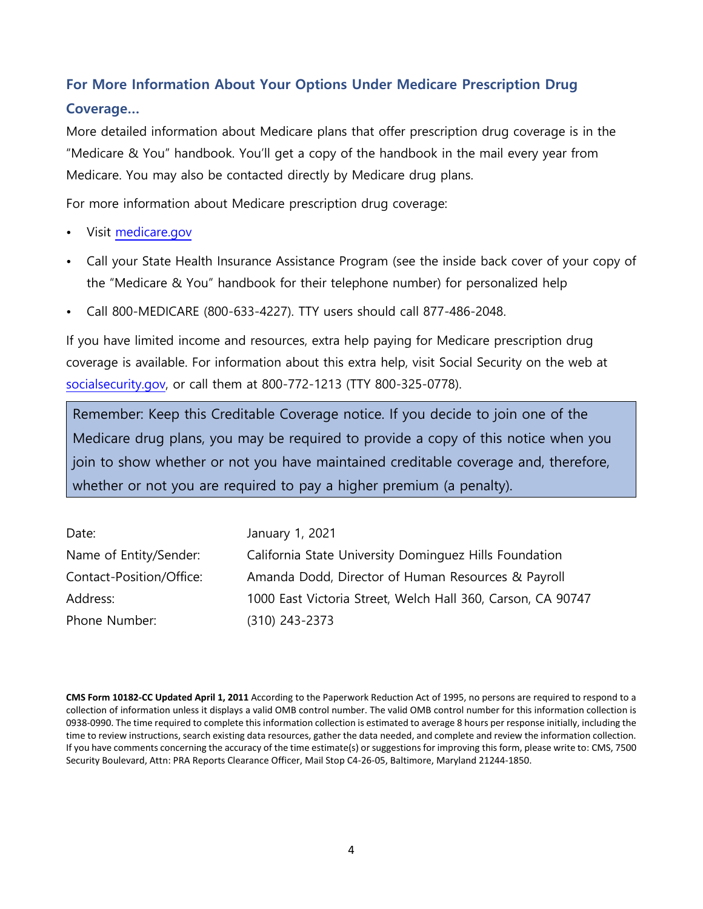## For More Information About Your Options Under Medicare Prescription Drug Coverage...

More detailed information about Medicare plans that offer prescription drug coverage is in the "Medicare & You" handbook. You'll get a copy of the handbook in the mail every year from Medicare. You may also be contacted directly by Medicare drug plans.

For more information about Medicare prescription drug coverage:

- Visit medicare.gov
- Call your State Health Insurance Assistance Program (see the inside back cover of your copy of the "Medicare & You" handbook for their telephone number) for personalized help
- Call 800-MEDICARE (800-633-4227). TTY users should call 877-486-2048.

If you have limited income and resources, extra help paying for Medicare prescription drug coverage is available. For information about this extra help, visit Social Security on the web at socialsecurity.gov, or call them at 800-772-1213 (TTY 800-325-0778).

> Remember: Keep this Creditable Coverage notice. If you decide to join one of the Medicare drug plans, you may be required to provide a copy of this notice when you join to show whether or not you have maintained creditable coverage and, therefore, whether or not you are required to pay a higher premium (a penalty).

| | |
|---|---|
| Date: | January 1, 2021 |
| Name of Entity/Sender: | California State University Dominguez Hills Foundation |
| Contact-Position/Office: | Amanda Dodd, Director of Human Resources & Payroll |
| Address: | 1000 East Victoria Street, Welch Hall 360, Carson, CA 90747 |
| Phone Number: | (310) 243-2373 |

**CMS Form 10182-CC Updated April 1, 2011** According to the Paperwork Reduction Act of 1995, no persons are required to respond to a collection of information unless it displays a valid OMB control number. The valid OMB control number for this information collection is 0938-0990. The time required to complete this information collection is estimated to average 8 hours per response initially, including the time to review instructions, search existing data resources, gather the data needed, and complete and review the information collection. If you have comments concerning the accuracy of the time estimate(s) or suggestions for improving this form, please write to: CMS, 7500 Security Boulevard, Attn: PRA Reports Clearance Officer, Mail Stop C4-26-05, Baltimore, Maryland 21244-1850.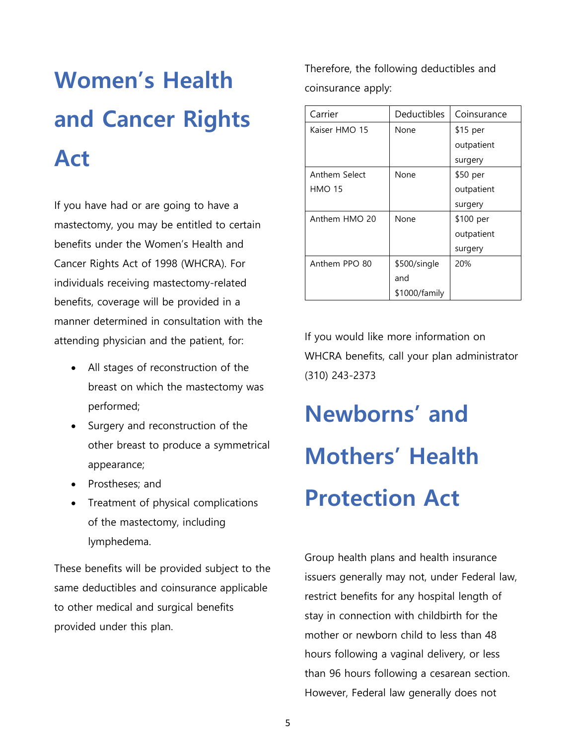# Women's Health and Cancer Rights Act

If you have had or are going to have a mastectomy, you may be entitled to certain benefits under the Women's Health and Cancer Rights Act of 1998 (WHCRA). For individuals receiving mastectomy-related benefits, coverage will be provided in a manner determined in consultation with the attending physician and the patient, for:

- All stages of reconstruction of the breast on which the mastectomy was performed;
- Surgery and reconstruction of the other breast to produce a symmetrical appearance;
- Prostheses; and
- Treatment of physical complications of the mastectomy, including lymphedema.

These benefits will be provided subject to the same deductibles and coinsurance applicable to other medical and surgical benefits provided under this plan.

Therefore, the following deductibles and coinsurance apply:

| Carrier | Deductibles | Coinsurance |
|---|---|---|
| Kaiser HMO 15 | None | $15 per outpatient surgery |
| Anthem Select HMO 15 | None | $50 per outpatient surgery |
| Anthem HMO 20 | None | $100 per outpatient surgery |
| Anthem PPO 80 | $500/single and $1000/family | 20% |

If you would like more information on WHCRA benefits, call your plan administrator (310) 243-2373

# Newborns' and Mothers' Health Protection Act

Group health plans and health insurance issuers generally may not, under Federal law, restrict benefits for any hospital length of stay in connection with childbirth for the mother or newborn child to less than 48 hours following a vaginal delivery, or less than 96 hours following a cesarean section. However, Federal law generally does not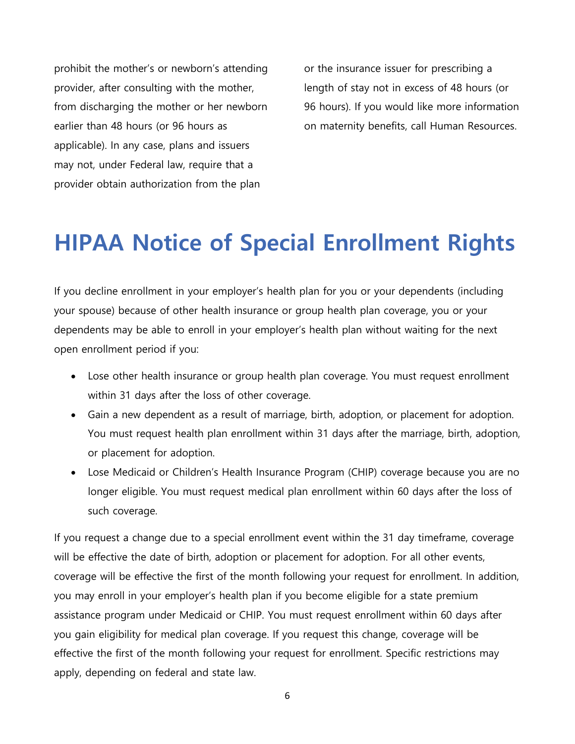prohibit the mother's or newborn's attending provider, after consulting with the mother, from discharging the mother or her newborn earlier than 48 hours (or 96 hours as applicable). In any case, plans and issuers may not, under Federal law, require that a provider obtain authorization from the plan or the insurance issuer for prescribing a length of stay not in excess of 48 hours (or 96 hours). If you would like more information on maternity benefits, call Human Resources.

# HIPAA Notice of Special Enrollment Rights

If you decline enrollment in your employer's health plan for you or your dependents (including your spouse) because of other health insurance or group health plan coverage, you or your dependents may be able to enroll in your employer's health plan without waiting for the next open enrollment period if you:

- Lose other health insurance or group health plan coverage. You must request enrollment within 31 days after the loss of other coverage.
- Gain a new dependent as a result of marriage, birth, adoption, or placement for adoption. You must request health plan enrollment within 31 days after the marriage, birth, adoption, or placement for adoption.
- Lose Medicaid or Children's Health Insurance Program (CHIP) coverage because you are no longer eligible. You must request medical plan enrollment within 60 days after the loss of such coverage.

If you request a change due to a special enrollment event within the 31 day timeframe, coverage will be effective the date of birth, adoption or placement for adoption. For all other events, coverage will be effective the first of the month following your request for enrollment. In addition, you may enroll in your employer's health plan if you become eligible for a state premium assistance program under Medicaid or CHIP. You must request enrollment within 60 days after you gain eligibility for medical plan coverage. If you request this change, coverage will be effective the first of the month following your request for enrollment. Specific restrictions may apply, depending on federal and state law.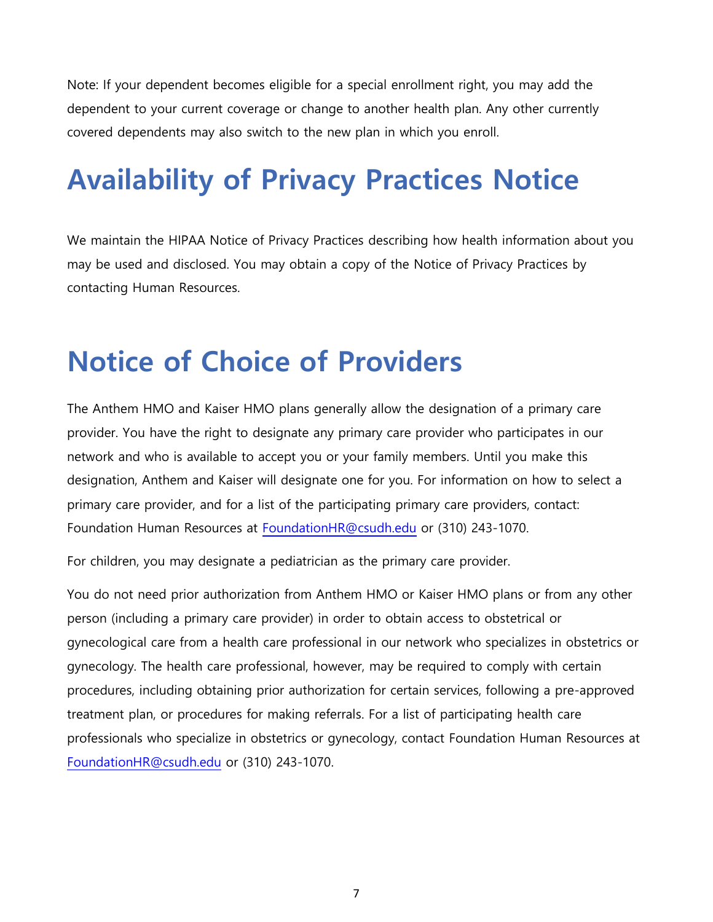Note: If your dependent becomes eligible for a special enrollment right, you may add the dependent to your current coverage or change to another health plan. Any other currently covered dependents may also switch to the new plan in which you enroll.

# Availability of Privacy Practices Notice

We maintain the HIPAA Notice of Privacy Practices describing how health information about you may be used and disclosed. You may obtain a copy of the Notice of Privacy Practices by contacting Human Resources.

# Notice of Choice of Providers

The Anthem HMO and Kaiser HMO plans generally allow the designation of a primary care provider. You have the right to designate any primary care provider who participates in our network and who is available to accept you or your family members. Until you make this designation, Anthem and Kaiser will designate one for you. For information on how to select a primary care provider, and for a list of the participating primary care providers, contact: Foundation Human Resources at FoundationHR@csudh.edu or (310) 243-1070.

For children, you may designate a pediatrician as the primary care provider.

You do not need prior authorization from Anthem HMO or Kaiser HMO plans or from any other person (including a primary care provider) in order to obtain access to obstetrical or gynecological care from a health care professional in our network who specializes in obstetrics or gynecology. The health care professional, however, may be required to comply with certain procedures, including obtaining prior authorization for certain services, following a pre-approved treatment plan, or procedures for making referrals. For a list of participating health care professionals who specialize in obstetrics or gynecology, contact Foundation Human Resources at FoundationHR@csudh.edu or (310) 243-1070.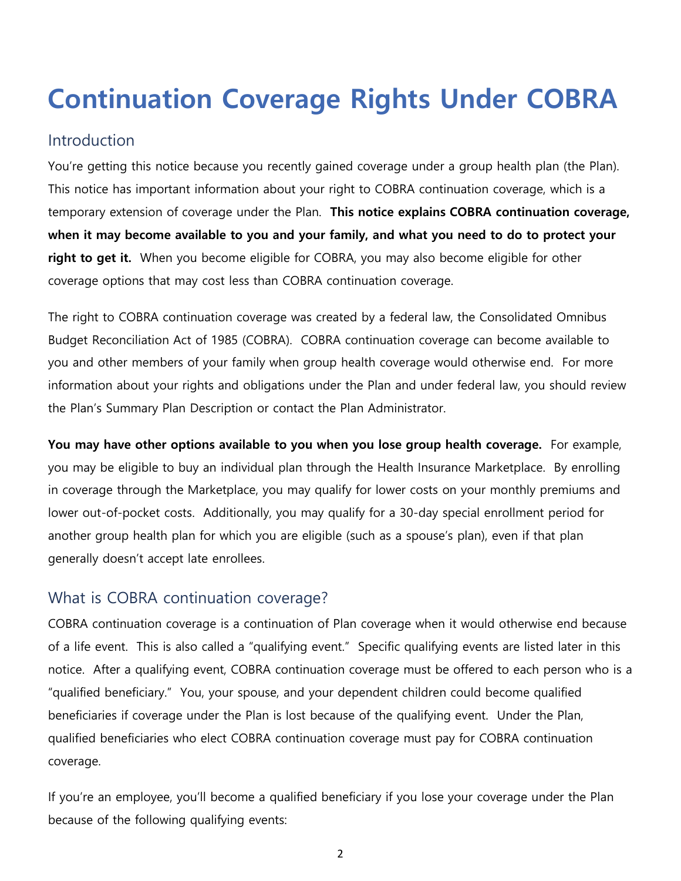# Continuation Coverage Rights Under COBRA

## Introduction

You're getting this notice because you recently gained coverage under a group health plan (the Plan). This notice has important information about your right to COBRA continuation coverage, which is a temporary extension of coverage under the Plan. **This notice explains COBRA continuation coverage, when it may become available to you and your family, and what you need to do to protect your right to get it.** When you become eligible for COBRA, you may also become eligible for other coverage options that may cost less than COBRA continuation coverage.

The right to COBRA continuation coverage was created by a federal law, the Consolidated Omnibus Budget Reconciliation Act of 1985 (COBRA). COBRA continuation coverage can become available to you and other members of your family when group health coverage would otherwise end. For more information about your rights and obligations under the Plan and under federal law, you should review the Plan's Summary Plan Description or contact the Plan Administrator.

**You may have other options available to you when you lose group health coverage.** For example, you may be eligible to buy an individual plan through the Health Insurance Marketplace. By enrolling in coverage through the Marketplace, you may qualify for lower costs on your monthly premiums and lower out-of-pocket costs. Additionally, you may qualify for a 30-day special enrollment period for another group health plan for which you are eligible (such as a spouse's plan), even if that plan generally doesn't accept late enrollees.

## What is COBRA continuation coverage?

COBRA continuation coverage is a continuation of Plan coverage when it would otherwise end because of a life event. This is also called a "qualifying event." Specific qualifying events are listed later in this notice. After a qualifying event, COBRA continuation coverage must be offered to each person who is a "qualified beneficiary." You, your spouse, and your dependent children could become qualified beneficiaries if coverage under the Plan is lost because of the qualifying event. Under the Plan, qualified beneficiaries who elect COBRA continuation coverage must pay for COBRA continuation coverage.

If you're an employee, you'll become a qualified beneficiary if you lose your coverage under the Plan because of the following qualifying events: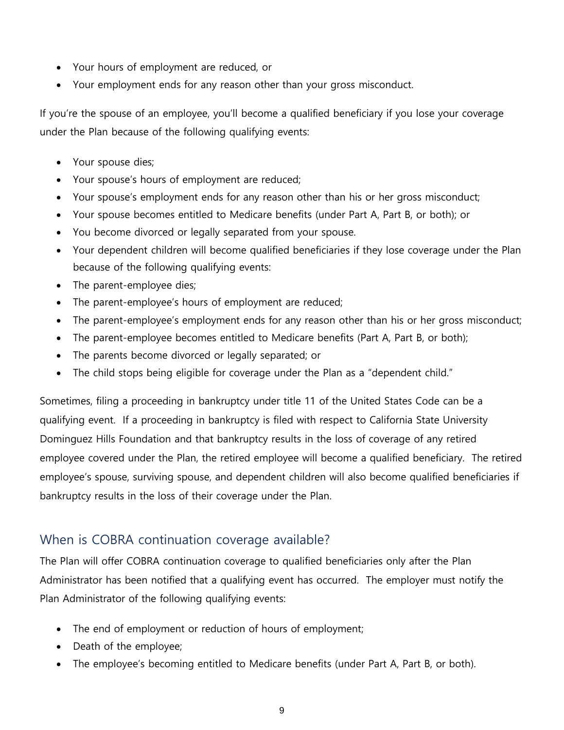- Your hours of employment are reduced, or
- Your employment ends for any reason other than your gross misconduct.

If you're the spouse of an employee, you'll become a qualified beneficiary if you lose your coverage under the Plan because of the following qualifying events:

- Your spouse dies;
- Your spouse's hours of employment are reduced;
- Your spouse's employment ends for any reason other than his or her gross misconduct;
- Your spouse becomes entitled to Medicare benefits (under Part A, Part B, or both); or
- You become divorced or legally separated from your spouse.
- Your dependent children will become qualified beneficiaries if they lose coverage under the Plan because of the following qualifying events:
- The parent-employee dies;
- The parent-employee's hours of employment are reduced;
- The parent-employee's employment ends for any reason other than his or her gross misconduct;
- The parent-employee becomes entitled to Medicare benefits (Part A, Part B, or both);
- The parents become divorced or legally separated; or
- The child stops being eligible for coverage under the Plan as a "dependent child."

Sometimes, filing a proceeding in bankruptcy under title 11 of the United States Code can be a qualifying event. If a proceeding in bankruptcy is filed with respect to California State University Dominguez Hills Foundation and that bankruptcy results in the loss of coverage of any retired employee covered under the Plan, the retired employee will become a qualified beneficiary. The retired employee's spouse, surviving spouse, and dependent children will also become qualified beneficiaries if bankruptcy results in the loss of their coverage under the Plan.

## When is COBRA continuation coverage available?

The Plan will offer COBRA continuation coverage to qualified beneficiaries only after the Plan Administrator has been notified that a qualifying event has occurred. The employer must notify the Plan Administrator of the following qualifying events:

- The end of employment or reduction of hours of employment;
- Death of the employee;
- The employee's becoming entitled to Medicare benefits (under Part A, Part B, or both).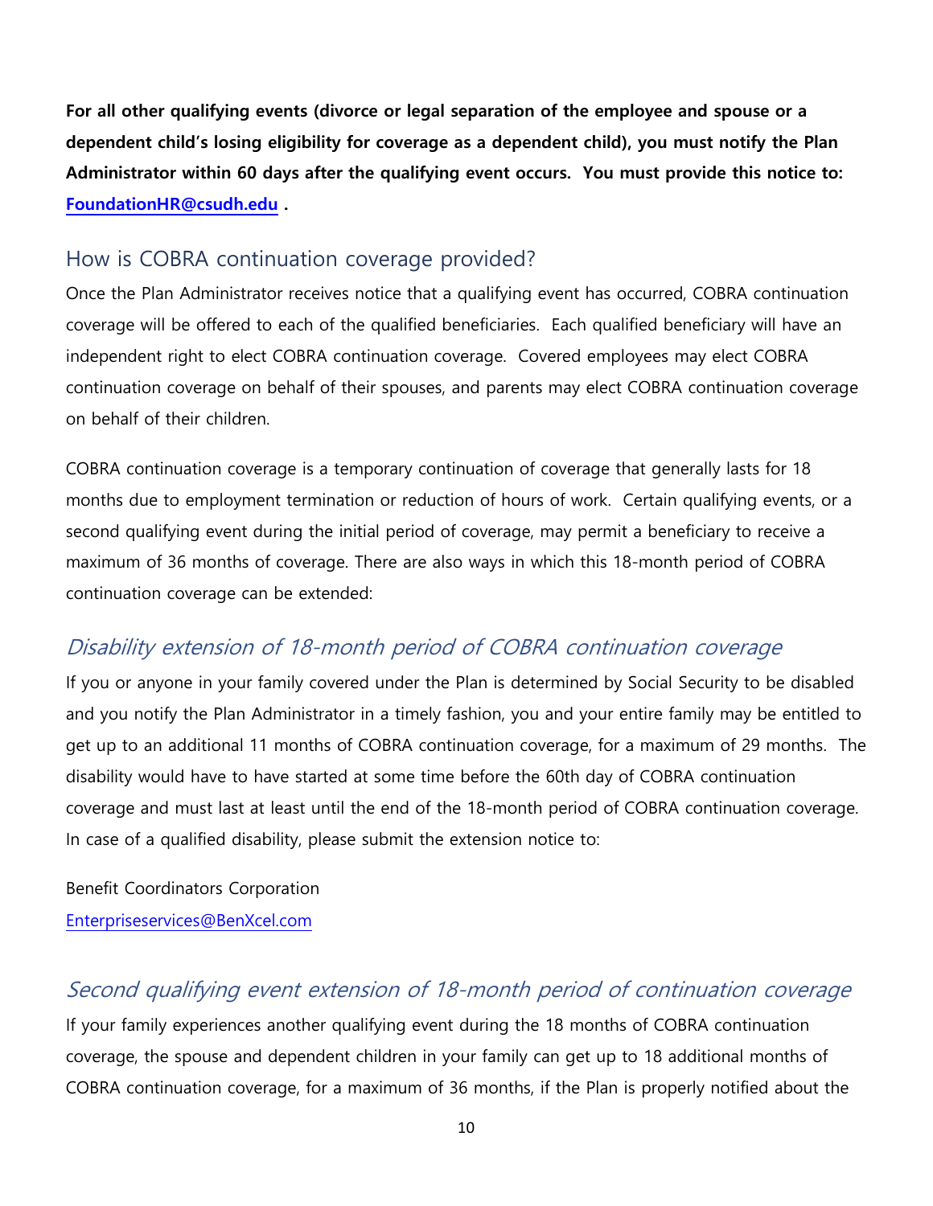**For all other qualifying events (divorce or legal separation of the employee and spouse or a dependent child's losing eligibility for coverage as a dependent child), you must notify the Plan Administrator within 60 days after the qualifying event occurs. You must provide this notice to: FoundationHR@csudh.edu .**

## How is COBRA continuation coverage provided?

Once the Plan Administrator receives notice that a qualifying event has occurred, COBRA continuation coverage will be offered to each of the qualified beneficiaries. Each qualified beneficiary will have an independent right to elect COBRA continuation coverage. Covered employees may elect COBRA continuation coverage on behalf of their spouses, and parents may elect COBRA continuation coverage on behalf of their children.

COBRA continuation coverage is a temporary continuation of coverage that generally lasts for 18 months due to employment termination or reduction of hours of work. Certain qualifying events, or a second qualifying event during the initial period of coverage, may permit a beneficiary to receive a maximum of 36 months of coverage. There are also ways in which this 18-month period of COBRA continuation coverage can be extended:

### *Disability extension of 18-month period of COBRA continuation coverage*

If you or anyone in your family covered under the Plan is determined by Social Security to be disabled and you notify the Plan Administrator in a timely fashion, you and your entire family may be entitled to get up to an additional 11 months of COBRA continuation coverage, for a maximum of 29 months. The disability would have to have started at some time before the 60th day of COBRA continuation coverage and must last at least until the end of the 18-month period of COBRA continuation coverage. In case of a qualified disability, please submit the extension notice to:

Benefit Coordinators Corporation
Enterpriseservices@BenXcel.com

### *Second qualifying event extension of 18-month period of continuation coverage*

If your family experiences another qualifying event during the 18 months of COBRA continuation coverage, the spouse and dependent children in your family can get up to 18 additional months of COBRA continuation coverage, for a maximum of 36 months, if the Plan is properly notified about the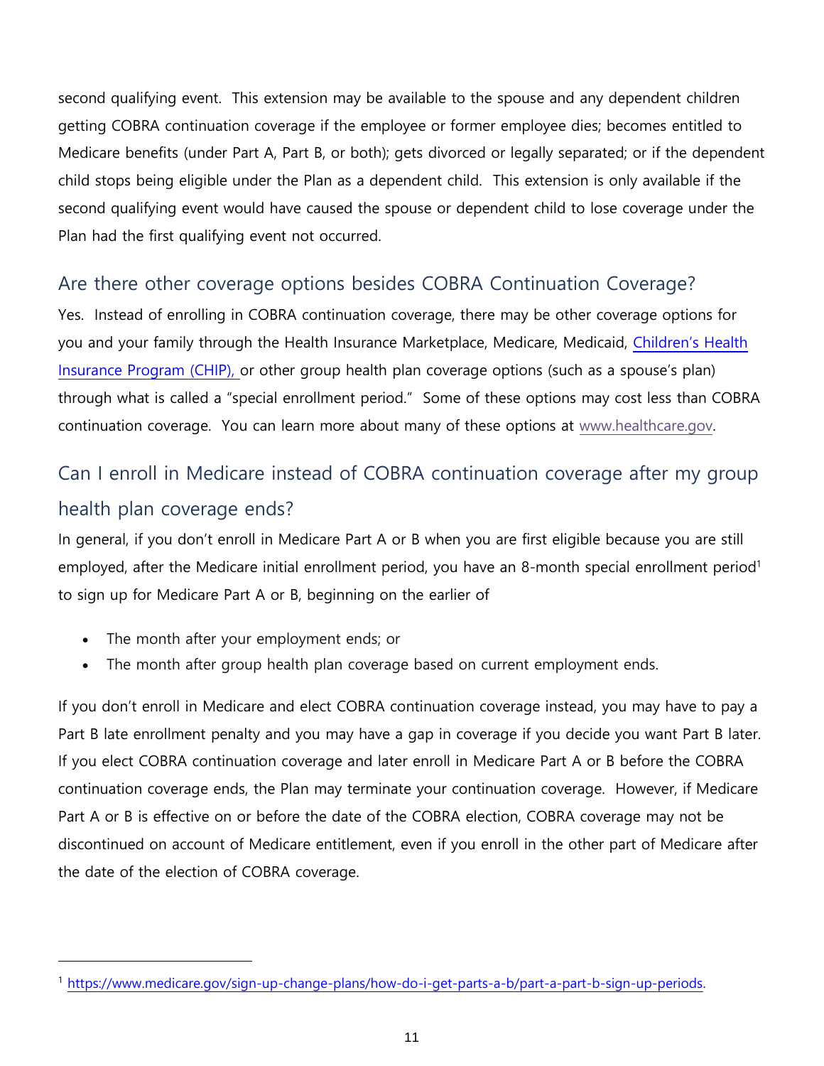second qualifying event. This extension may be available to the spouse and any dependent children getting COBRA continuation coverage if the employee or former employee dies; becomes entitled to Medicare benefits (under Part A, Part B, or both); gets divorced or legally separated; or if the dependent child stops being eligible under the Plan as a dependent child. This extension is only available if the second qualifying event would have caused the spouse or dependent child to lose coverage under the Plan had the first qualifying event not occurred.

## Are there other coverage options besides COBRA Continuation Coverage?

Yes. Instead of enrolling in COBRA continuation coverage, there may be other coverage options for you and your family through the Health Insurance Marketplace, Medicare, Medicaid, Children's Health Insurance Program (CHIP), or other group health plan coverage options (such as a spouse's plan) through what is called a "special enrollment period." Some of these options may cost less than COBRA continuation coverage. You can learn more about many of these options at www.healthcare.gov.

## Can I enroll in Medicare instead of COBRA continuation coverage after my group health plan coverage ends?

In general, if you don't enroll in Medicare Part A or B when you are first eligible because you are still employed, after the Medicare initial enrollment period, you have an 8-month special enrollment period[1] to sign up for Medicare Part A or B, beginning on the earlier of

- The month after your employment ends; or
- The month after group health plan coverage based on current employment ends.

If you don't enroll in Medicare and elect COBRA continuation coverage instead, you may have to pay a Part B late enrollment penalty and you may have a gap in coverage if you decide you want Part B later. If you elect COBRA continuation coverage and later enroll in Medicare Part A or B before the COBRA continuation coverage ends, the Plan may terminate your continuation coverage. However, if Medicare Part A or B is effective on or before the date of the COBRA election, COBRA coverage may not be discontinued on account of Medicare entitlement, even if you enroll in the other part of Medicare after the date of the election of COBRA coverage.

---

[1] https://www.medicare.gov/sign-up-change-plans/how-do-i-get-parts-a-b/part-a-part-b-sign-up-periods.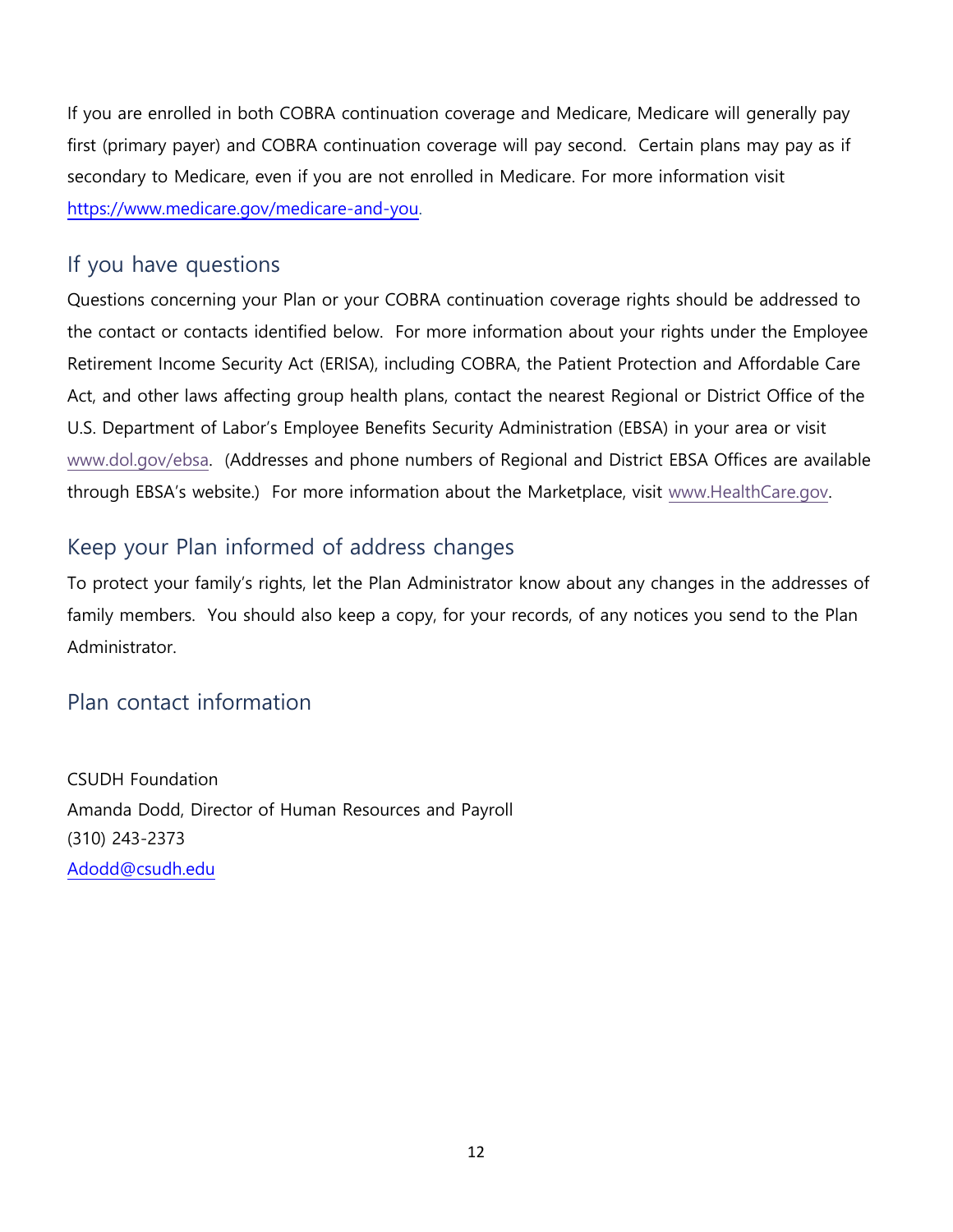If you are enrolled in both COBRA continuation coverage and Medicare, Medicare will generally pay first (primary payer) and COBRA continuation coverage will pay second. Certain plans may pay as if secondary to Medicare, even if you are not enrolled in Medicare. For more information visit https://www.medicare.gov/medicare-and-you.

## If you have questions

Questions concerning your Plan or your COBRA continuation coverage rights should be addressed to the contact or contacts identified below. For more information about your rights under the Employee Retirement Income Security Act (ERISA), including COBRA, the Patient Protection and Affordable Care Act, and other laws affecting group health plans, contact the nearest Regional or District Office of the U.S. Department of Labor's Employee Benefits Security Administration (EBSA) in your area or visit www.dol.gov/ebsa. (Addresses and phone numbers of Regional and District EBSA Offices are available through EBSA's website.) For more information about the Marketplace, visit www.HealthCare.gov.

## Keep your Plan informed of address changes

To protect your family's rights, let the Plan Administrator know about any changes in the addresses of family members. You should also keep a copy, for your records, of any notices you send to the Plan Administrator.

## Plan contact information

CSUDH Foundation
Amanda Dodd, Director of Human Resources and Payroll
(310) 243-2373
Adodd@csudh.edu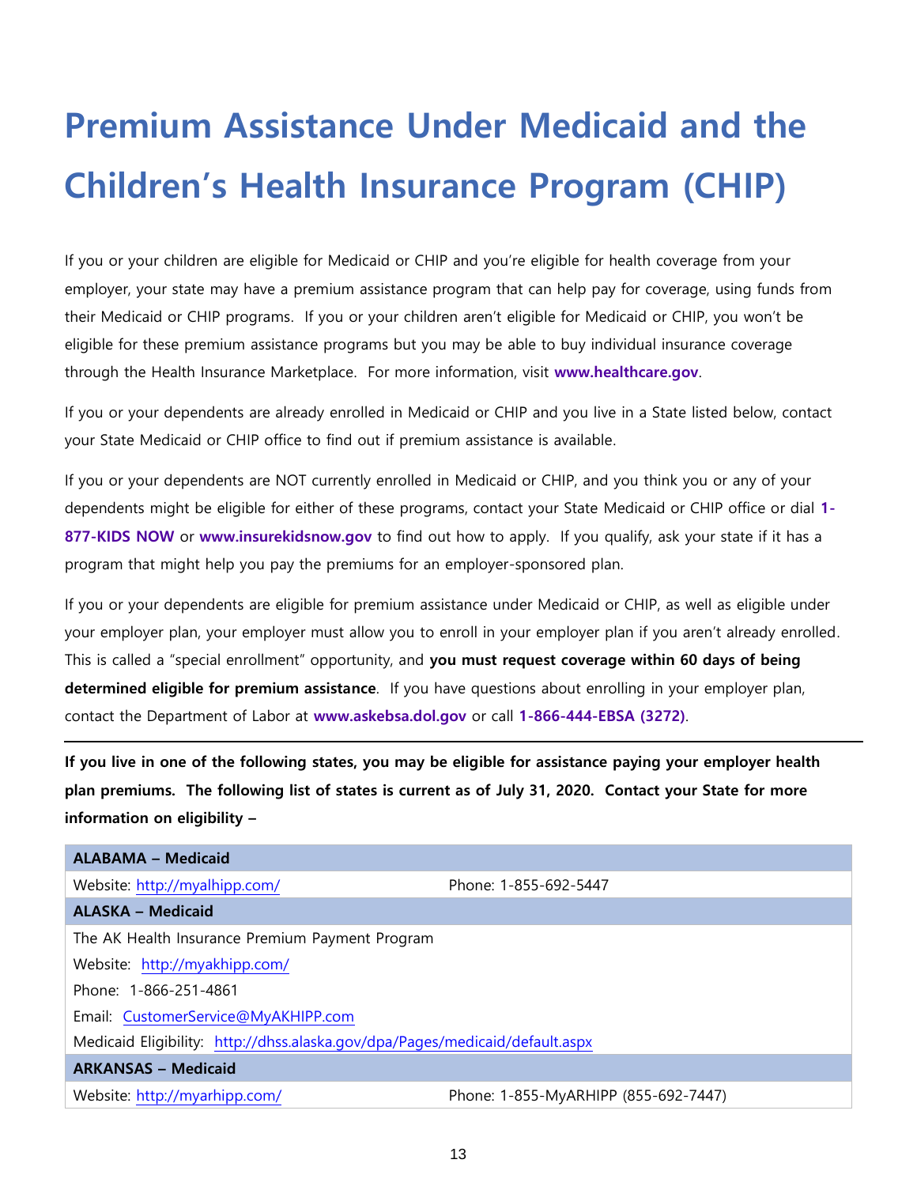# Premium Assistance Under Medicaid and the Children's Health Insurance Program (CHIP)

If you or your children are eligible for Medicaid or CHIP and you're eligible for health coverage from your employer, your state may have a premium assistance program that can help pay for coverage, using funds from their Medicaid or CHIP programs. If you or your children aren't eligible for Medicaid or CHIP, you won't be eligible for these premium assistance programs but you may be able to buy individual insurance coverage through the Health Insurance Marketplace. For more information, visit **www.healthcare.gov**.

If you or your dependents are already enrolled in Medicaid or CHIP and you live in a State listed below, contact your State Medicaid or CHIP office to find out if premium assistance is available.

If you or your dependents are NOT currently enrolled in Medicaid or CHIP, and you think you or any of your dependents might be eligible for either of these programs, contact your State Medicaid or CHIP office or dial **1-877-KIDS NOW** or **www.insurekidsnow.gov** to find out how to apply. If you qualify, ask your state if it has a program that might help you pay the premiums for an employer-sponsored plan.

If you or your dependents are eligible for premium assistance under Medicaid or CHIP, as well as eligible under your employer plan, your employer must allow you to enroll in your employer plan if you aren't already enrolled. This is called a "special enrollment" opportunity, and **you must request coverage within 60 days of being determined eligible for premium assistance**. If you have questions about enrolling in your employer plan, contact the Department of Labor at **www.askebsa.dol.gov** or call **1-866-444-EBSA (3272)**.

---

**If you live in one of the following states, you may be eligible for assistance paying your employer health plan premiums. The following list of states is current as of July 31, 2020. Contact your State for more information on eligibility –**

| **ALABAMA – Medicaid** | |
|---|---|
| Website: http://myalhipp.com/ | Phone: 1-855-692-5447 |
| **ALASKA – Medicaid** | |
| The AK Health Insurance Premium Payment Program<br>Website: http://myakhipp.com/<br>Phone: 1-866-251-4861<br>Email: CustomerService@MyAKHIPP.com<br>Medicaid Eligibility: http://dhss.alaska.gov/dpa/Pages/medicaid/default.aspx | |
| **ARKANSAS – Medicaid** | |
| Website: http://myarhipp.com/ | Phone: 1-855-MyARHIPP (855-692-7447) |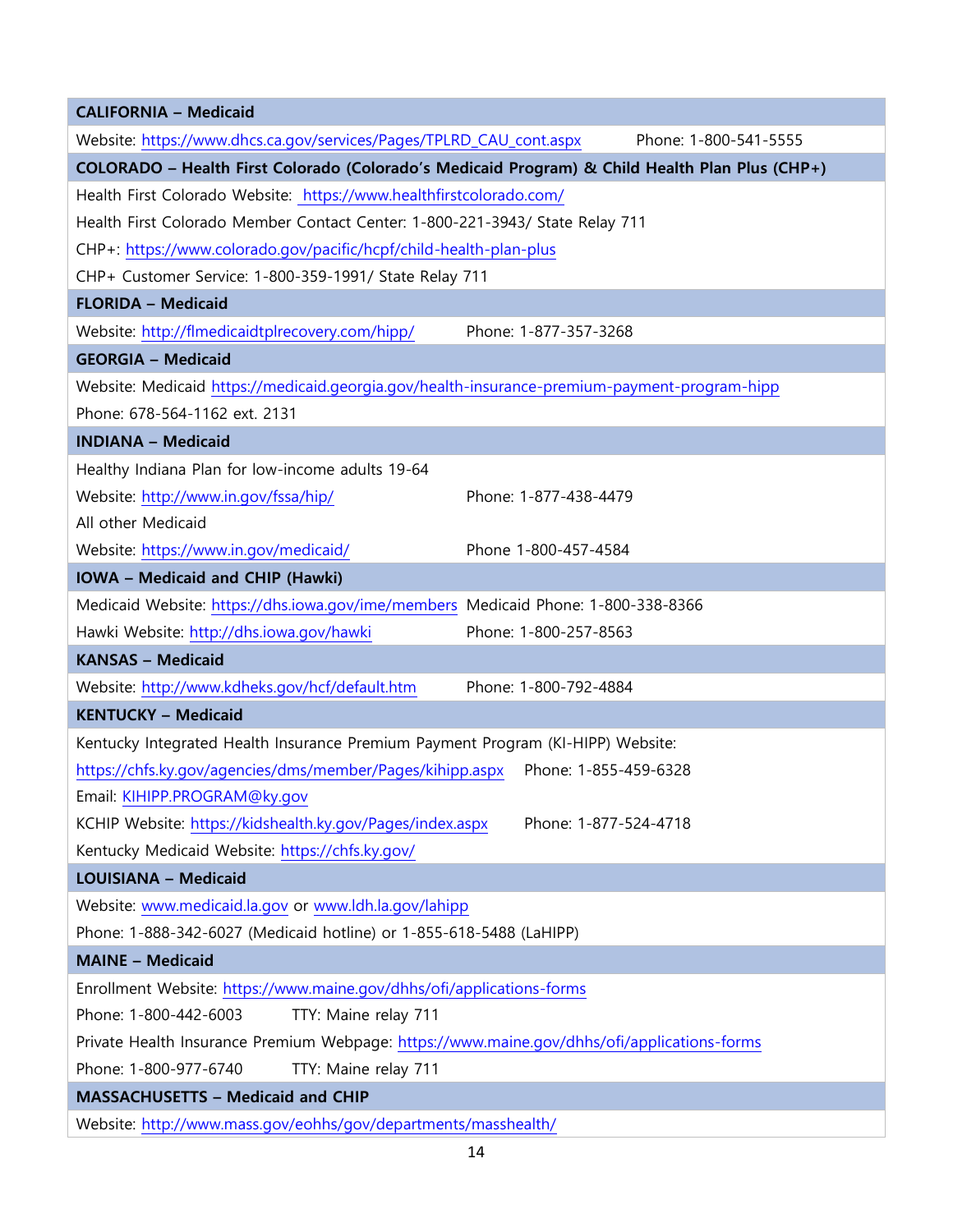| CALIFORNIA – Medicaid |
|---|
| Website: https://www.dhcs.ca.gov/services/Pages/TPLRD_CAU_cont.aspx Phone: 1-800-541-5555 |

| COLORADO – Health First Colorado (Colorado's Medicaid Program) & Child Health Plan Plus (CHP+) |
|---|
| Health First Colorado Website: https://www.healthfirstcolorado.com/ |
| Health First Colorado Member Contact Center: 1-800-221-3943/ State Relay 711 |
| CHP+: https://www.colorado.gov/pacific/hcpf/child-health-plan-plus |
| CHP+ Customer Service: 1-800-359-1991/ State Relay 711 |

| FLORIDA – Medicaid |
|---|
| Website: http://flmedicaidtplrecovery.com/hipp/ Phone: 1-877-357-3268 |

| GEORGIA – Medicaid |
|---|
| Website: Medicaid https://medicaid.georgia.gov/health-insurance-premium-payment-program-hipp |
| Phone: 678-564-1162 ext. 2131 |

| INDIANA – Medicaid |
|---|
| Healthy Indiana Plan for low-income adults 19-64 |
| Website: http://www.in.gov/fssa/hip/ Phone: 1-877-438-4479 |
| All other Medicaid |
| Website: https://www.in.gov/medicaid/ Phone 1-800-457-4584 |

| IOWA – Medicaid and CHIP (Hawki) |
|---|
| Medicaid Website: https://dhs.iowa.gov/ime/members Medicaid Phone: 1-800-338-8366 |
| Hawki Website: http://dhs.iowa.gov/hawki Phone: 1-800-257-8563 |

| KANSAS – Medicaid |
|---|
| Website: http://www.kdheks.gov/hcf/default.htm Phone: 1-800-792-4884 |

| KENTUCKY – Medicaid |
|---|
| Kentucky Integrated Health Insurance Premium Payment Program (KI-HIPP) Website: |
| https://chfs.ky.gov/agencies/dms/member/Pages/kihipp.aspx Phone: 1-855-459-6328 |
| Email: KIHIPP.PROGRAM@ky.gov |
| KCHIP Website: https://kidshealth.ky.gov/Pages/index.aspx Phone: 1-877-524-4718 |
| Kentucky Medicaid Website: https://chfs.ky.gov/ |

| LOUISIANA – Medicaid |
|---|
| Website: www.medicaid.la.gov or www.ldh.la.gov/lahipp |
| Phone: 1-888-342-6027 (Medicaid hotline) or 1-855-618-5488 (LaHIPP) |

| MAINE – Medicaid |
|---|
| Enrollment Website: https://www.maine.gov/dhhs/ofi/applications-forms |
| Phone: 1-800-442-6003 TTY: Maine relay 711 |
| Private Health Insurance Premium Webpage: https://www.maine.gov/dhhs/ofi/applications-forms |
| Phone: 1-800-977-6740 TTY: Maine relay 711 |

| MASSACHUSETTS – Medicaid and CHIP |
|---|
| Website: http://www.mass.gov/eohhs/gov/departments/masshealth/ |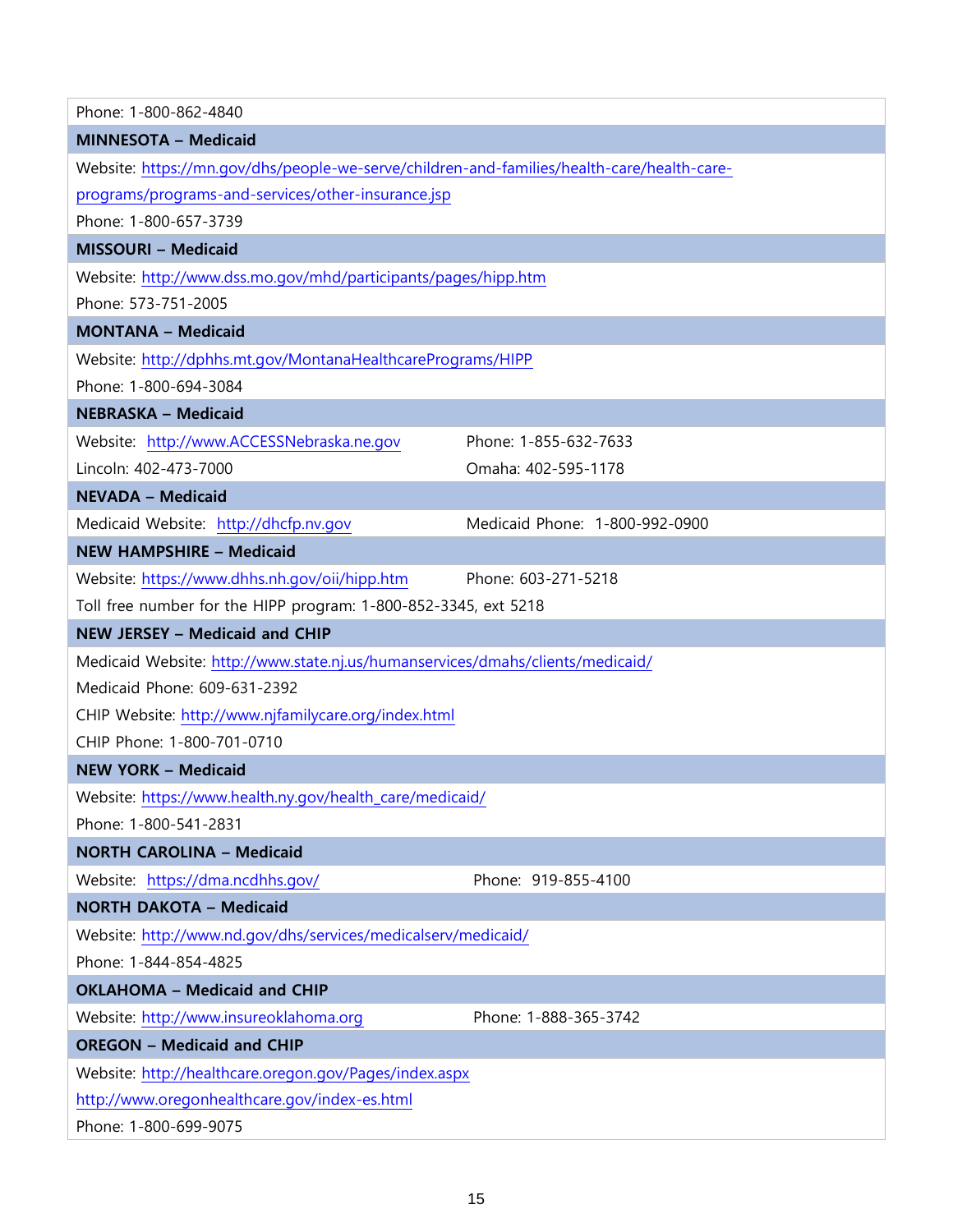Phone: 1-800-862-4840

**MINNESOTA – Medicaid**

Website: https://mn.gov/dhs/people-we-serve/children-and-families/health-care/health-care-programs/programs-and-services/other-insurance.jsp

Phone: 1-800-657-3739

**MISSOURI – Medicaid**

Website: http://www.dss.mo.gov/mhd/participants/pages/hipp.htm

Phone: 573-751-2005

**MONTANA – Medicaid**

Website: http://dphhs.mt.gov/MontanaHealthcarePrograms/HIPP

Phone: 1-800-694-3084

**NEBRASKA – Medicaid**

Website: http://www.ACCESSNebraska.ne.gov

Phone: 1-855-632-7633

Lincoln: 402-473-7000

Omaha: 402-595-1178

**NEVADA – Medicaid**

Medicaid Website: http://dhcfp.nv.gov

Medicaid Phone: 1-800-992-0900

**NEW HAMPSHIRE – Medicaid**

Website: https://www.dhhs.nh.gov/oii/hipp.htm

Phone: 603-271-5218

Toll free number for the HIPP program: 1-800-852-3345, ext 5218

**NEW JERSEY – Medicaid and CHIP**

Medicaid Website: http://www.state.nj.us/humanservices/dmahs/clients/medicaid/

Medicaid Phone: 609-631-2392

CHIP Website: http://www.njfamilycare.org/index.html

CHIP Phone: 1-800-701-0710

**NEW YORK – Medicaid**

Website: https://www.health.ny.gov/health_care/medicaid/

Phone: 1-800-541-2831

**NORTH CAROLINA – Medicaid**

Website: https://dma.ncdhhs.gov/

Phone: 919-855-4100

**NORTH DAKOTA – Medicaid**

Website: http://www.nd.gov/dhs/services/medicalserv/medicaid/

Phone: 1-844-854-4825

**OKLAHOMA – Medicaid and CHIP**

Website: http://www.insureoklahoma.org

Phone: 1-888-365-3742

**OREGON – Medicaid and CHIP**

Website: http://healthcare.oregon.gov/Pages/index.aspx

http://www.oregonhealthcare.gov/index-es.html

Phone: 1-800-699-9075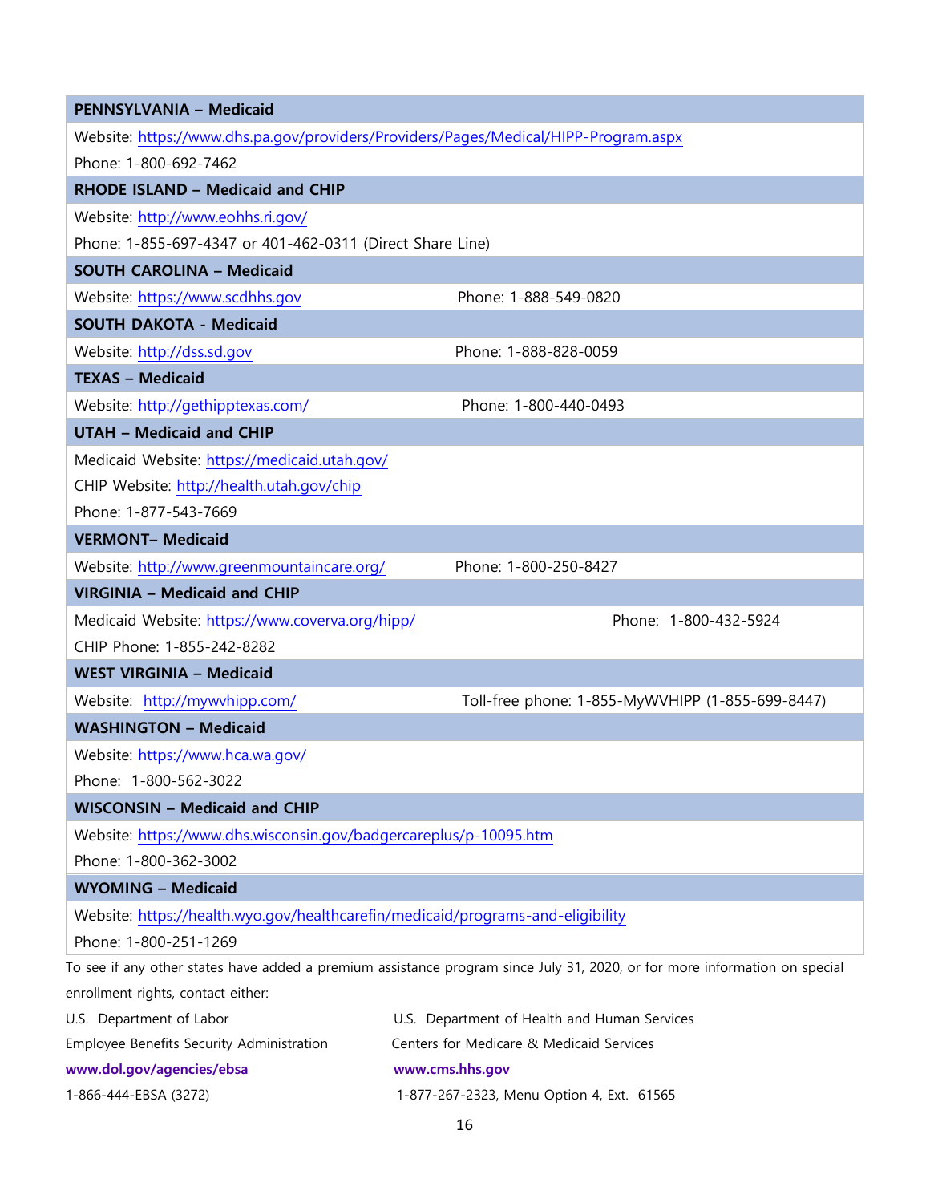| PENNSYLVANIA – Medicaid | |
|---|---|
| Website: https://www.dhs.pa.gov/providers/Providers/Pages/Medical/HIPP-Program.aspx | |
| Phone: 1-800-692-7462 | |
| **RHODE ISLAND – Medicaid and CHIP** | |
| Website: http://www.eohhs.ri.gov/ | |
| Phone: 1-855-697-4347 or 401-462-0311 (Direct Share Line) | |
| **SOUTH CAROLINA – Medicaid** | |
| Website: https://www.scdhhs.gov | Phone: 1-888-549-0820 |
| **SOUTH DAKOTA - Medicaid** | |
| Website: http://dss.sd.gov | Phone: 1-888-828-0059 |
| **TEXAS – Medicaid** | |
| Website: http://gethipptexas.com/ | Phone: 1-800-440-0493 |
| **UTAH – Medicaid and CHIP** | |
| Medicaid Website: https://medicaid.utah.gov/ | |
| CHIP Website: http://health.utah.gov/chip | |
| Phone: 1-877-543-7669 | |
| **VERMONT– Medicaid** | |
| Website: http://www.greenmountaincare.org/ | Phone: 1-800-250-8427 |
| **VIRGINIA – Medicaid and CHIP** | |
| Medicaid Website: https://www.coverva.org/hipp/ | Phone: 1-800-432-5924 |
| CHIP Phone: 1-855-242-8282 | |
| **WEST VIRGINIA – Medicaid** | |
| Website: http://mywvhipp.com/ | Toll-free phone: 1-855-MyWVHIPP (1-855-699-8447) |
| **WASHINGTON – Medicaid** | |
| Website: https://www.hca.wa.gov/ | |
| Phone: 1-800-562-3022 | |
| **WISCONSIN – Medicaid and CHIP** | |
| Website: https://www.dhs.wisconsin.gov/badgercareplus/p-10095.htm | |
| Phone: 1-800-362-3002 | |
| **WYOMING – Medicaid** | |
| Website: https://health.wyo.gov/healthcarefin/medicaid/programs-and-eligibility | |
| Phone: 1-800-251-1269 | |

To see if any other states have added a premium assistance program since July 31, 2020, or for more information on special enrollment rights, contact either:

| U.S. Department of Labor | U.S. Department of Health and Human Services |
|---|---|
| Employee Benefits Security Administration | Centers for Medicare & Medicaid Services |
| **www.dol.gov/agencies/ebsa** | **www.cms.hhs.gov** |
| 1-866-444-EBSA (3272) | 1-877-267-2323, Menu Option 4, Ext. 61565 |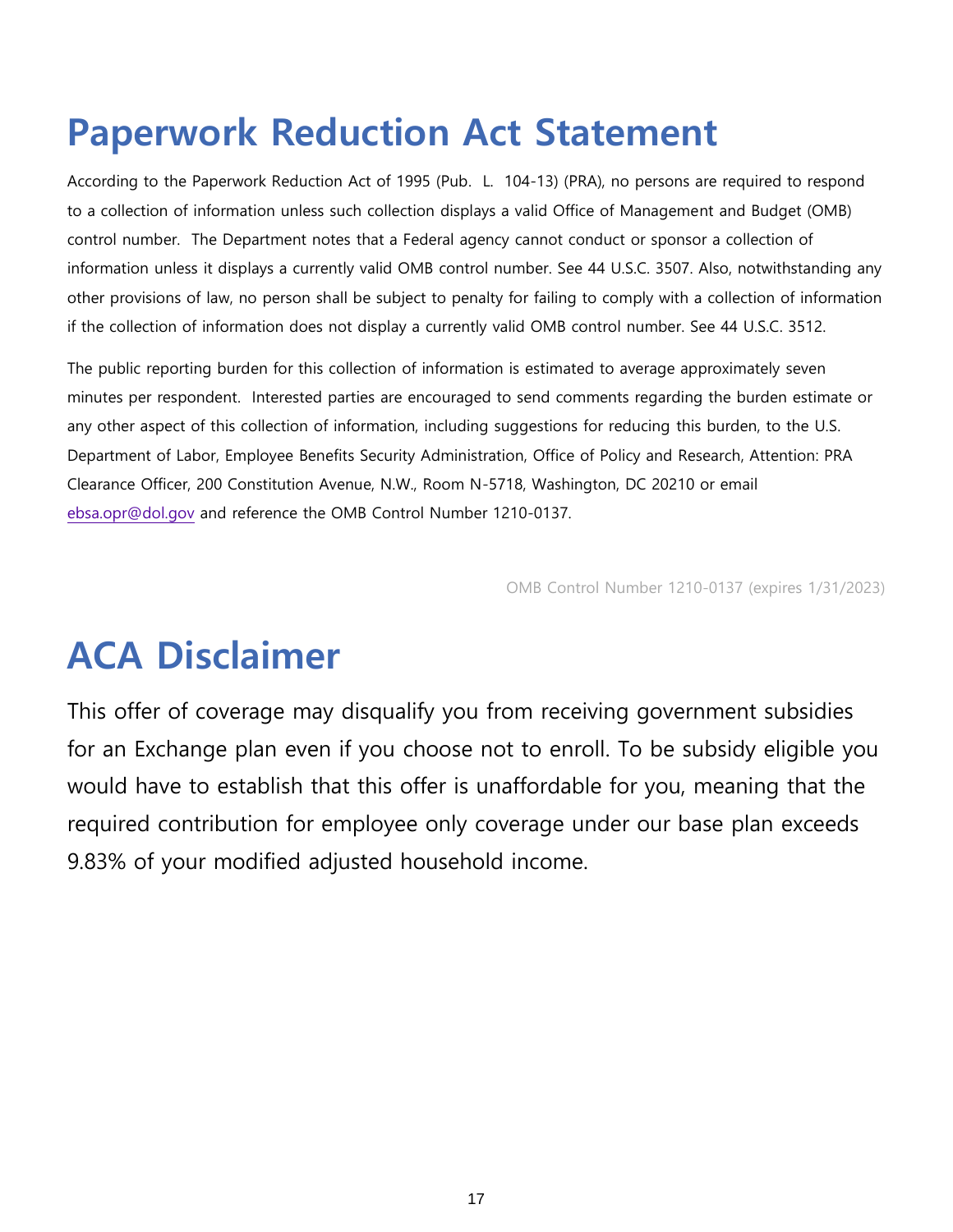# Paperwork Reduction Act Statement

According to the Paperwork Reduction Act of 1995 (Pub. L. 104-13) (PRA), no persons are required to respond to a collection of information unless such collection displays a valid Office of Management and Budget (OMB) control number. The Department notes that a Federal agency cannot conduct or sponsor a collection of information unless it displays a currently valid OMB control number. See 44 U.S.C. 3507. Also, notwithstanding any other provisions of law, no person shall be subject to penalty for failing to comply with a collection of information if the collection of information does not display a currently valid OMB control number. See 44 U.S.C. 3512.

The public reporting burden for this collection of information is estimated to average approximately seven minutes per respondent. Interested parties are encouraged to send comments regarding the burden estimate or any other aspect of this collection of information, including suggestions for reducing this burden, to the U.S. Department of Labor, Employee Benefits Security Administration, Office of Policy and Research, Attention: PRA Clearance Officer, 200 Constitution Avenue, N.W., Room N-5718, Washington, DC 20210 or email ebsa.opr@dol.gov and reference the OMB Control Number 1210-0137.

OMB Control Number 1210-0137 (expires 1/31/2023)

# ACA Disclaimer

This offer of coverage may disqualify you from receiving government subsidies for an Exchange plan even if you choose not to enroll. To be subsidy eligible you would have to establish that this offer is unaffordable for you, meaning that the required contribution for employee only coverage under our base plan exceeds 9.83% of your modified adjusted household income.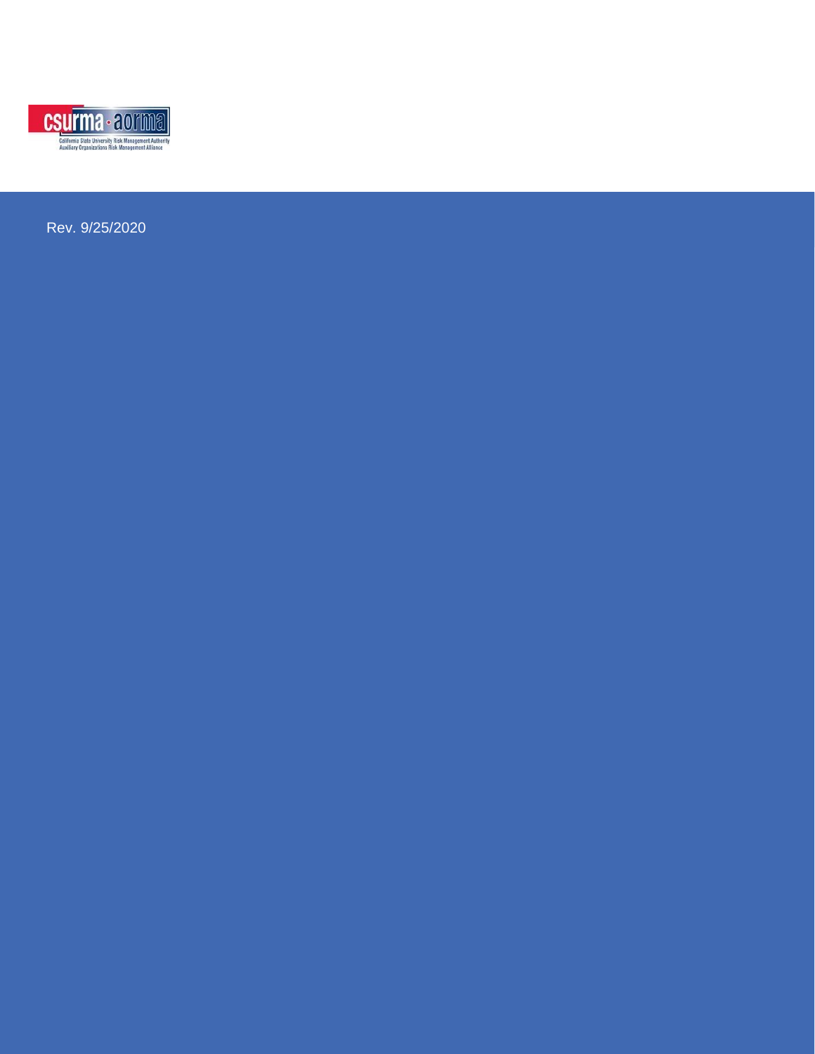csurma · aorma

California State University Risk Management Authority
Auxiliary Organizations Risk Management Alliance

Rev. 9/25/2020